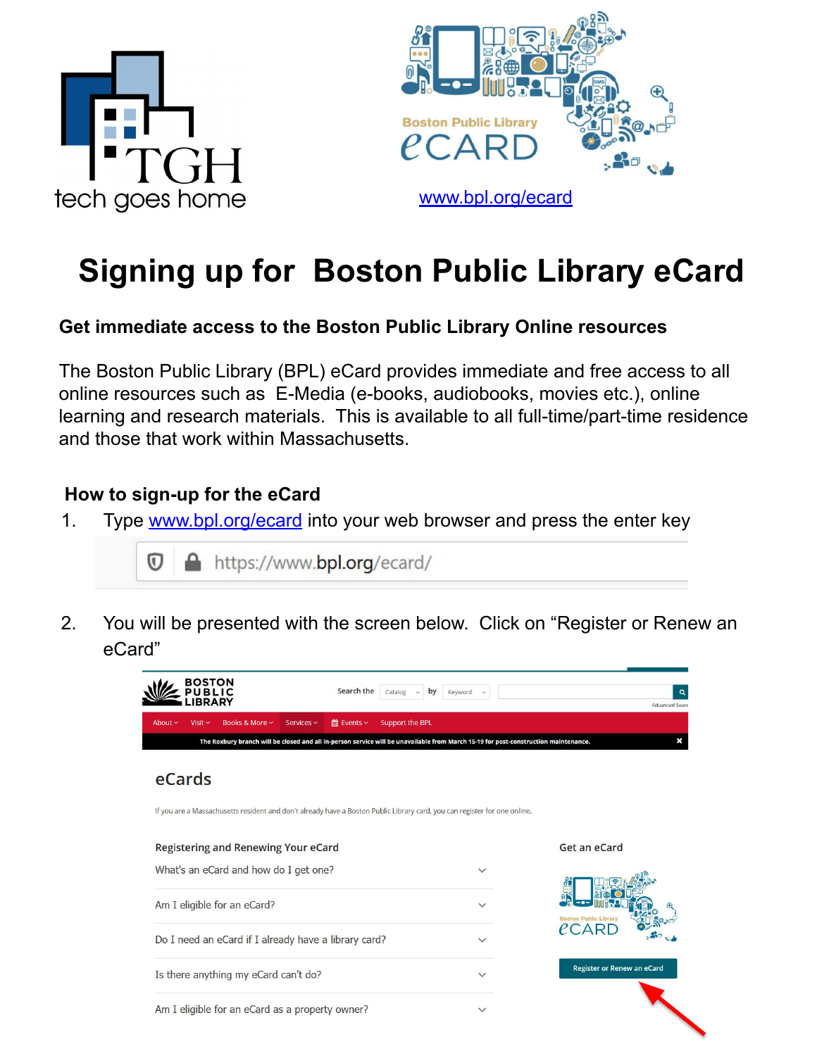# Signing up for Boston Public Library eCard

www.bpl.org/ecard

### Get immediate access to the Boston Public Library Online resources

The Boston Public Library (BPL) eCard provides immediate and free access to all online resources such as E-Media (e-books, audiobooks, movies etc.), online learning and research materials. This is available to all full-time/part-time residence and those that work within Massachusetts.

### How to sign-up for the eCard

1. Type www.bpl.org/ecard into your web browser and press the enter key

2. You will be presented with the screen below. Click on "Register or Renew an eCard"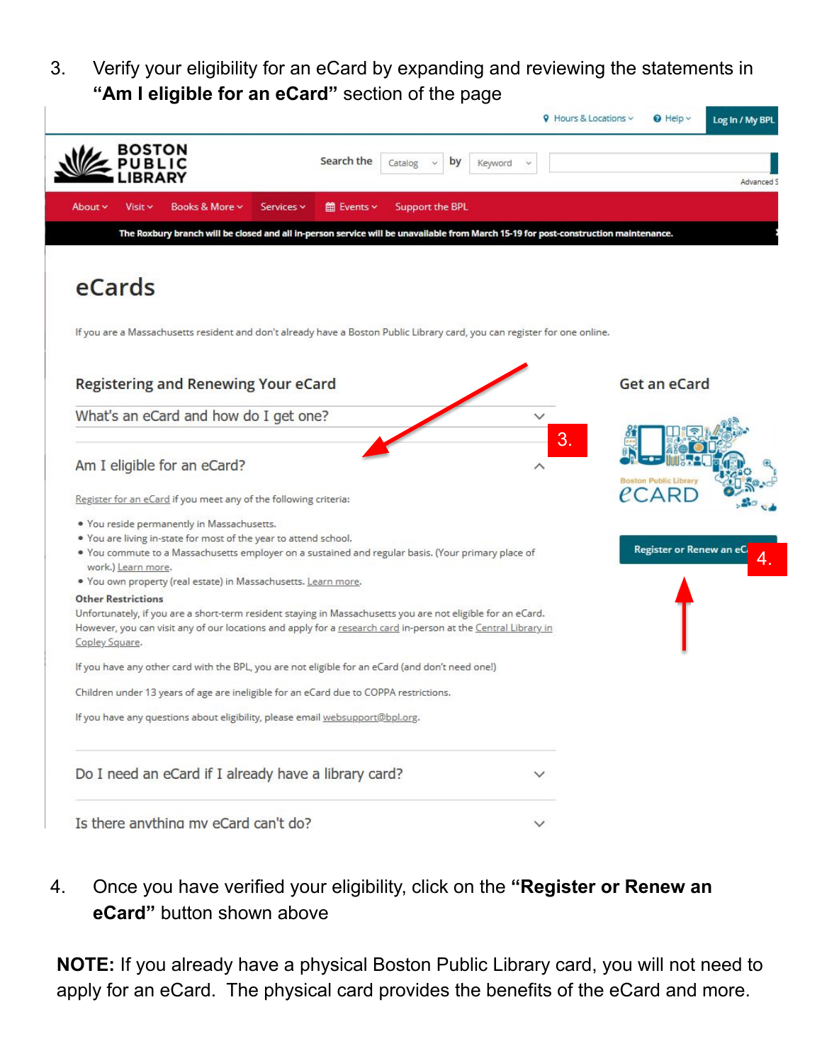3. Verify your eligibility for an eCard by expanding and reviewing the statements in **"Am I eligible for an eCard"** section of the page

Hours & Locations Help Log In / My BPL

BOSTON PUBLIC LIBRARY

Search the Catalog by Keyword

Advanced S

About Visit Books & More Services Events Support the BPL

The Roxbury branch will be closed and all in-person service will be unavailable from March 15-19 for post-construction maintenance.

# eCards

If you are a Massachusetts resident and don't already have a Boston Public Library card, you can register for one online.

## Registering and Renewing Your eCard

What's an eCard and how do I get one?

3.

Am I eligible for an eCard?

Register for an eCard if you meet any of the following criteria:

- You reside permanently in Massachusetts.
- You are living in-state for most of the year to attend school.
- You commute to a Massachusetts employer on a sustained and regular basis. (Your primary place of work.) Learn more.
- You own property (real estate) in Massachusetts. Learn more.

**Other Restrictions**

Unfortunately, if you are a short-term resident staying in Massachusetts you are not eligible for an eCard. However, you can visit any of our locations and apply for a research card in-person at the Central Library in Copley Square.

If you have any other card with the BPL, you are not eligible for an eCard (and don't need one!)

Children under 13 years of age are ineligible for an eCard due to COPPA restrictions.

If you have any questions about eligibility, please email websupport@bpl.org.

Do I need an eCard if I already have a library card?

Is there anything my eCard can't do?

## Get an eCard

Boston Public Library eCARD

Register or Renew an eC

4.

4. Once you have verified your eligibility, click on the **"Register or Renew an eCard"** button shown above

**NOTE:** If you already have a physical Boston Public Library card, you will not need to apply for an eCard. The physical card provides the benefits of the eCard and more.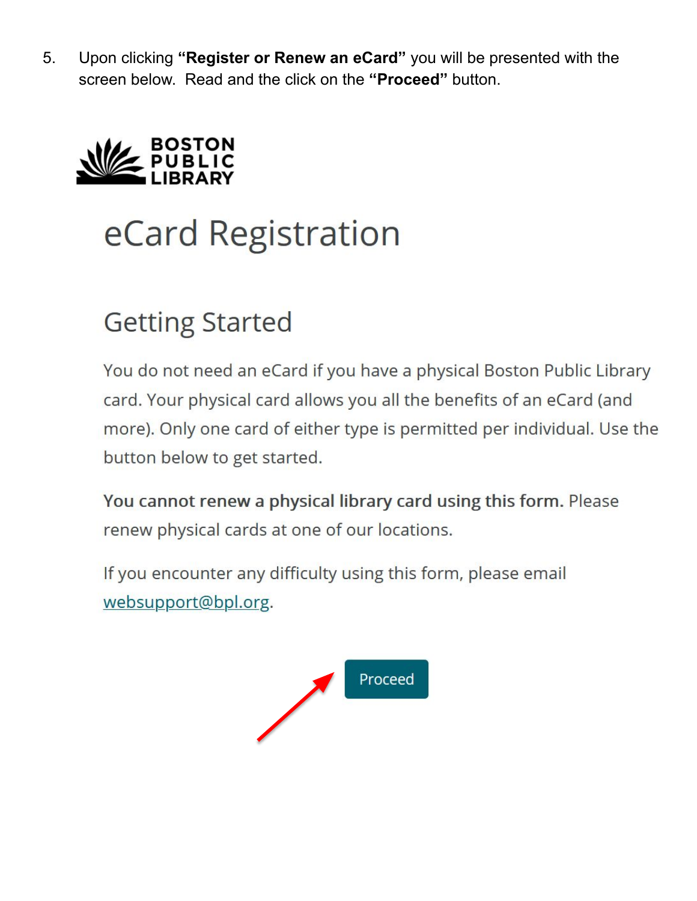5. Upon clicking **"Register or Renew an eCard"** you will be presented with the screen below. Read and the click on the **"Proceed"** button.

BOSTON PUBLIC LIBRARY

# eCard Registration

## Getting Started

You do not need an eCard if you have a physical Boston Public Library card. Your physical card allows you all the benefits of an eCard (and more). Only one card of either type is permitted per individual. Use the button below to get started.

**You cannot renew a physical library card using this form.** Please renew physical cards at one of our locations.

If you encounter any difficulty using this form, please email websupport@bpl.org.

Proceed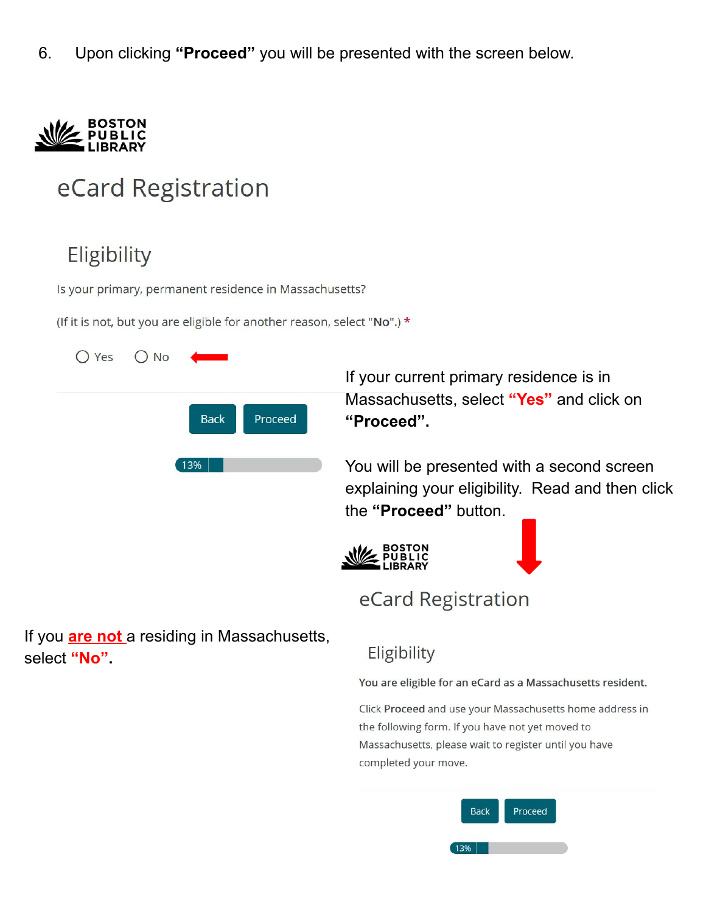6. Upon clicking **"Proceed"** you will be presented with the screen below.

BOSTON PUBLIC LIBRARY

eCard Registration

Eligibility

Is your primary, permanent residence in Massachusetts?

(If it is not, but you are eligible for another reason, select "**No**".) *

○ Yes ○ No

Back Proceed

13%

If your current primary residence is in Massachusetts, select **"Yes"** and click on **"Proceed".**

You will be presented with a second screen explaining your eligibility. Read and then click the **"Proceed"** button.

BOSTON PUBLIC LIBRARY

eCard Registration

Eligibility

You are eligible for an eCard as a Massachusetts resident.

Click **Proceed** and use your Massachusetts home address in the following form. If you have not yet moved to Massachusetts, please wait to register until you have completed your move.

Back Proceed

13%

If you **are not** a residing in Massachusetts, select **"No".**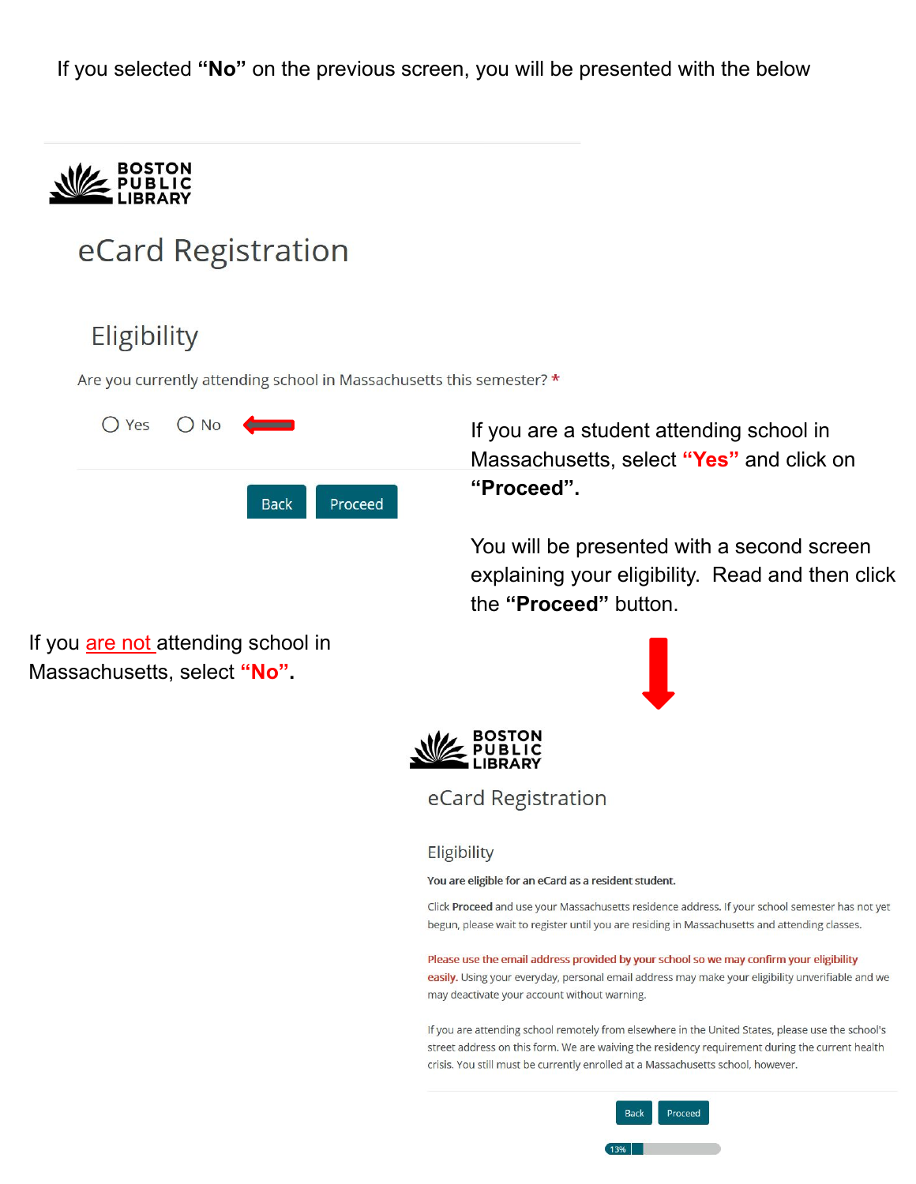If you selected **"No"** on the previous screen, you will be presented with the below

BOSTON PUBLIC LIBRARY

eCard Registration

Eligibility

Are you currently attending school in Massachusetts this semester? *

Yes No

Back Proceed

If you are a student attending school in Massachusetts, select **"Yes"** and click on **"Proceed".**

You will be presented with a second screen explaining your eligibility. Read and then click the **"Proceed"** button.

If you are not attending school in Massachusetts, select **"No".**

BOSTON PUBLIC LIBRARY

eCard Registration

Eligibility

**You are eligible for an eCard as a resident student.**

Click **Proceed** and use your Massachusetts residence address. If your school semester has not yet begun, please wait to register until you are residing in Massachusetts and attending classes.

**Please use the email address provided by your school so we may confirm your eligibility easily.** Using your everyday, personal email address may make your eligibility unverifiable and we may deactivate your account without warning.

If you are attending school remotely from elsewhere in the United States, please use the school's street address on this form. We are waiving the residency requirement during the current health crisis. You still must be currently enrolled at a Massachusetts school, however.

Back Proceed

13%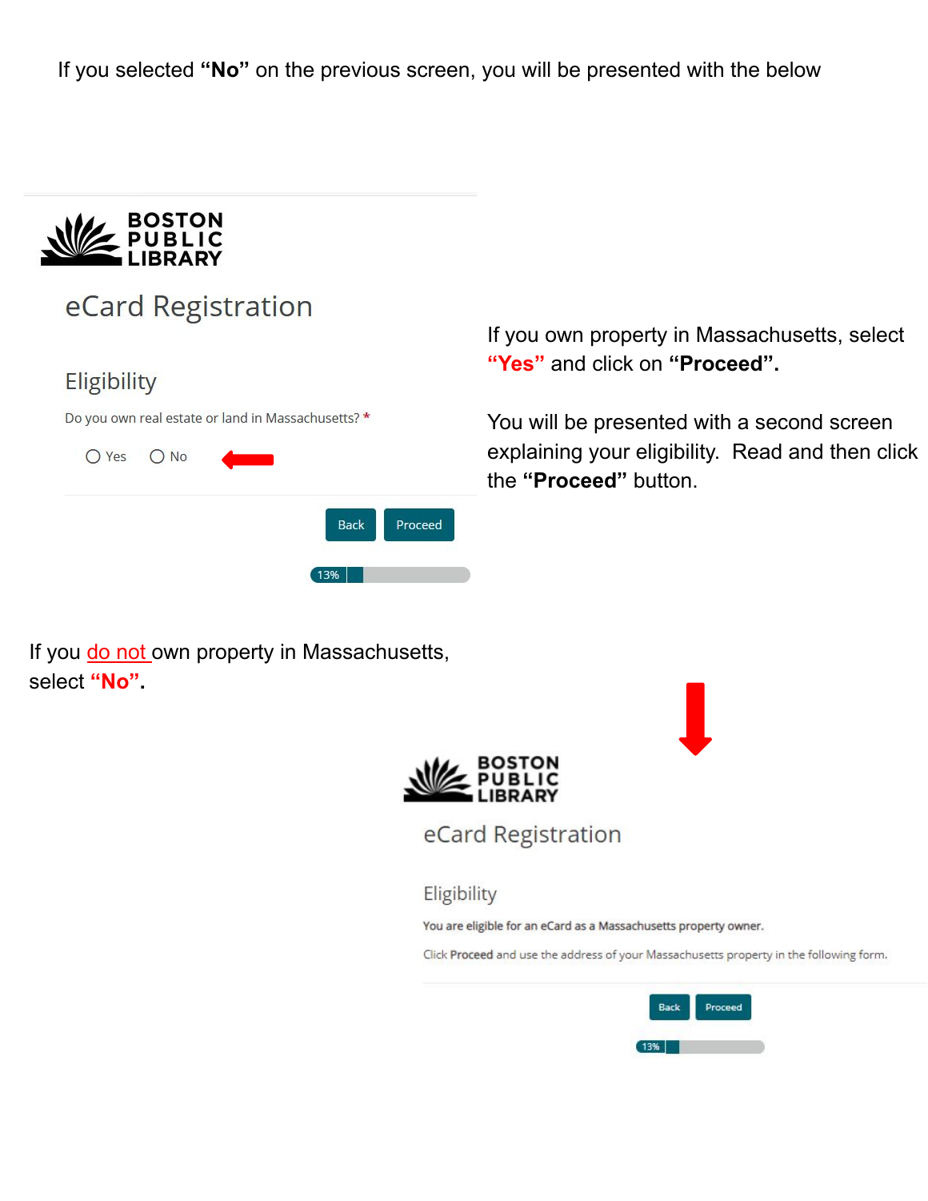If you selected **"No"** on the previous screen, you will be presented with the below

BOSTON PUBLIC LIBRARY

eCard Registration

Eligibility

Do you own real estate or land in Massachusetts? *

Yes No

Back Proceed

13%

If you own property in Massachusetts, select **"Yes"** and click on **"Proceed".**

You will be presented with a second screen explaining your eligibility. Read and then click the **"Proceed"** button.

If you do not own property in Massachusetts, select **"No"**.

BOSTON PUBLIC LIBRARY

eCard Registration

Eligibility

You are eligible for an eCard as a Massachusetts property owner.

Click Proceed and use the address of your Massachusetts property in the following form.

Back Proceed

13%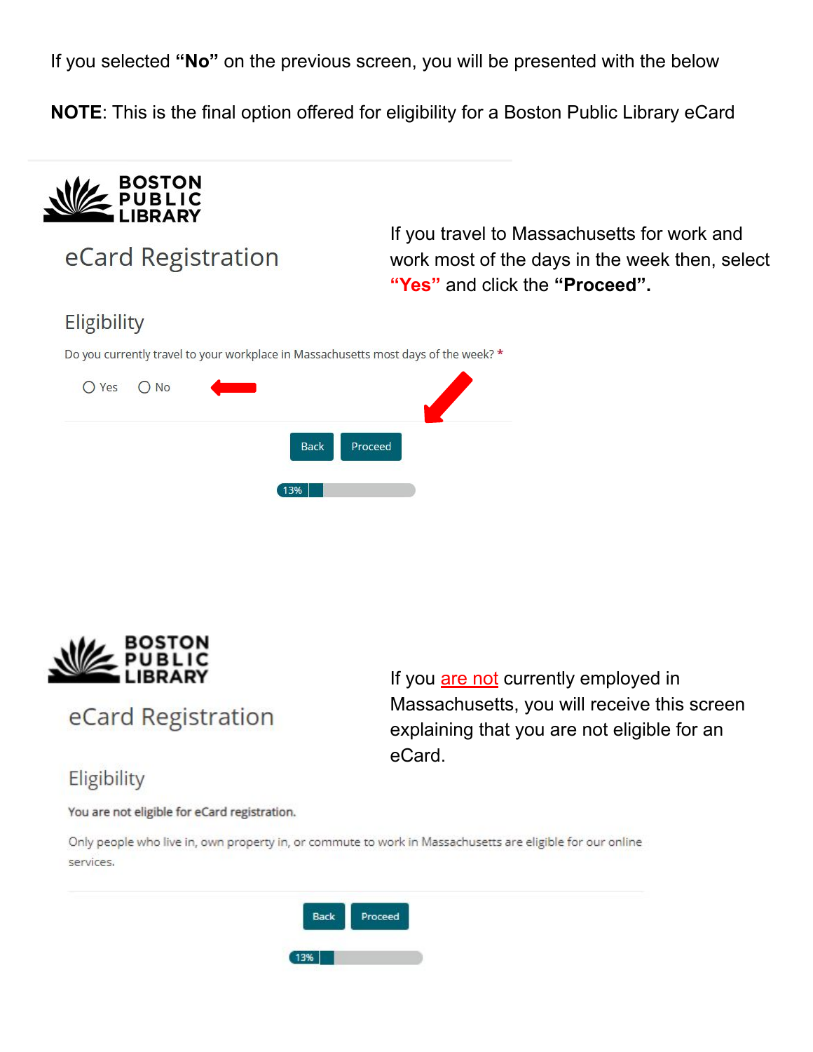If you selected **"No"** on the previous screen, you will be presented with the below

**NOTE**: This is the final option offered for eligibility for a Boston Public Library eCard

BOSTON PUBLIC LIBRARY

eCard Registration

Eligibility

Do you currently travel to your workplace in Massachusetts most days of the week? *

○ Yes ○ No

Back Proceed

13%

If you travel to Massachusetts for work and work most of the days in the week then, select **"Yes"** and click the **"Proceed".**

BOSTON PUBLIC LIBRARY

eCard Registration

Eligibility

You are not eligible for eCard registration.

Only people who live in, own property in, or commute to work in Massachusetts are eligible for our online services.

Back Proceed

13%

If you are not currently employed in Massachusetts, you will receive this screen explaining that you are not eligible for an eCard.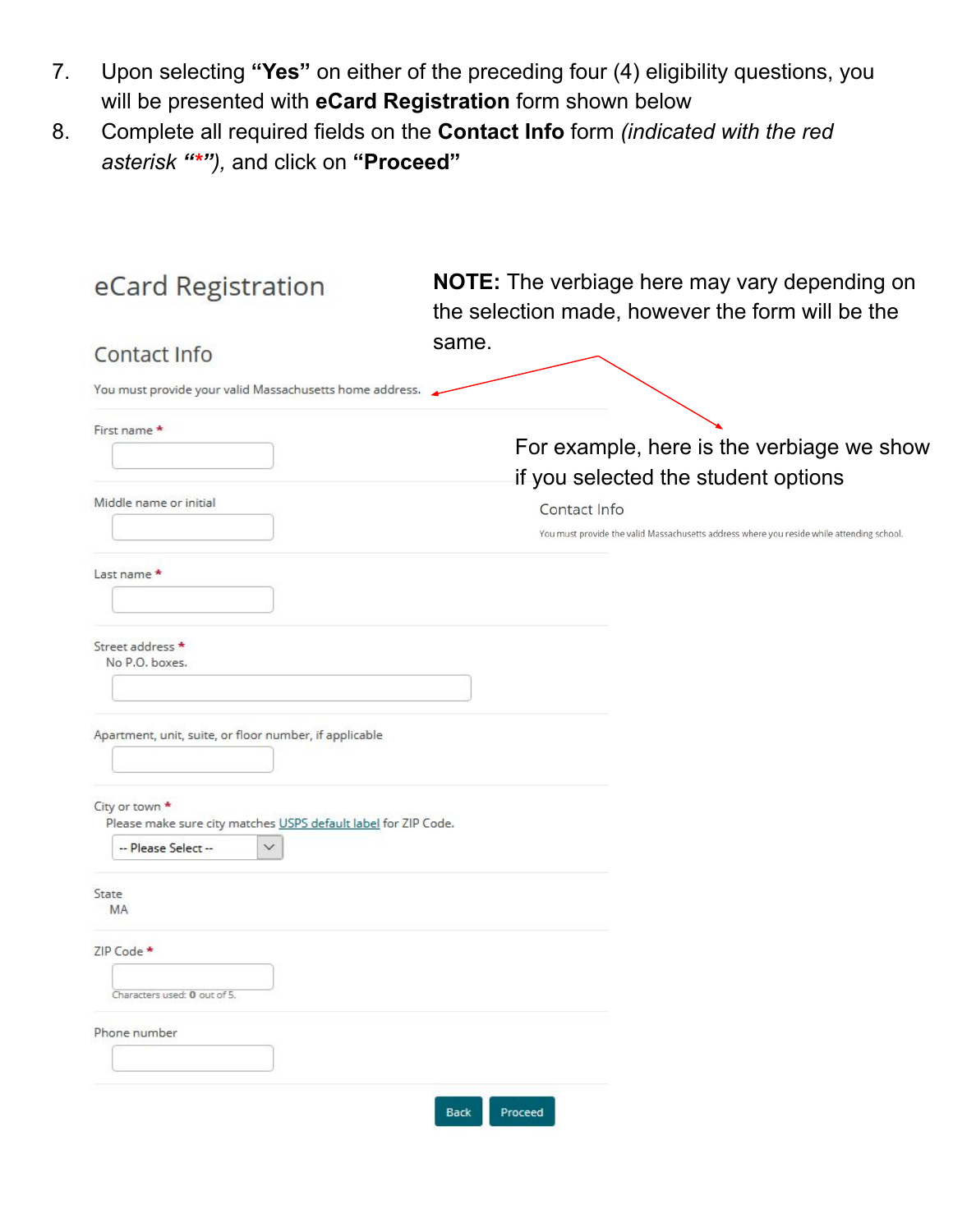7. Upon selecting **"Yes"** on either of the preceding four (4) eligibility questions, you will be presented with **eCard Registration** form shown below
8. Complete all required fields on the **Contact Info** form *(indicated with the red asterisk "*")*, and click on **"Proceed"**

## eCard Registration

**NOTE:** The verbiage here may vary depending on the selection made, however the form will be the same.

### Contact Info

You must provide your valid Massachusetts home address.

For example, here is the verbiage we show if you selected the student options

Contact Info

You must provide the valid Massachusetts address where you reside while attending school.

First name *

Middle name or initial

Last name *

Street address *
No P.O. boxes.

Apartment, unit, suite, or floor number, if applicable

City or town *
Please make sure city matches USPS default label for ZIP Code.
-- Please Select --

State
MA

ZIP Code *
Characters used: 0 out of 5.

Phone number

Back | Proceed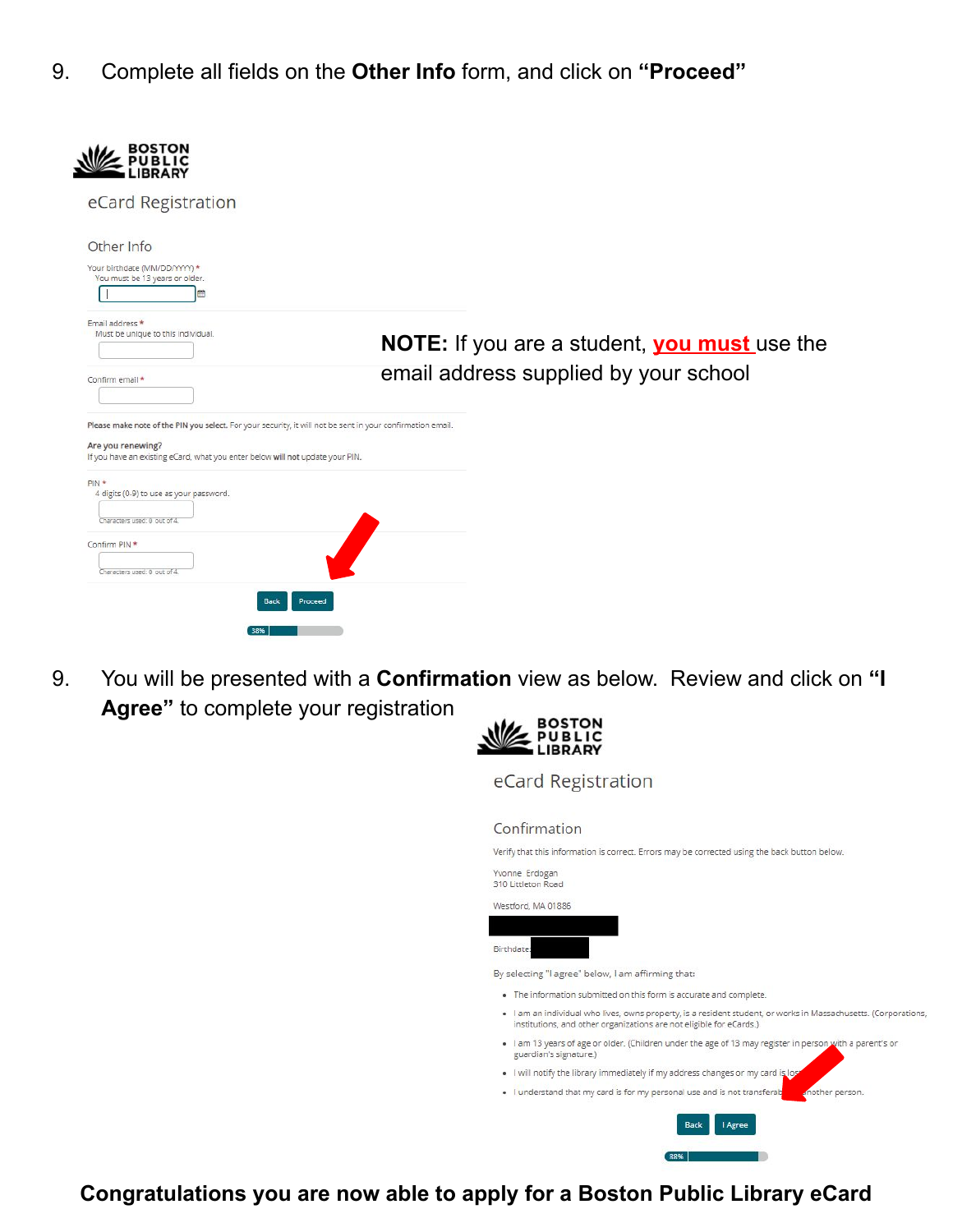9. Complete all fields on the **Other Info** form, and click on **"Proceed"**

BOSTON PUBLIC LIBRARY

eCard Registration

Other Info

Your birthdate (MM/DD/YYYY) *
You must be 13 years or older.

Email address *
Must be unique to this individual.

Confirm email *

**Please make note of the PIN you select.** For your security, it will not be sent in your confirmation email.

**Are you renewing?**
If you have an existing eCard, what you enter below **will not** update your PIN.

PIN *
4 digits (0-9) to use as your password.
Characters used: 0 out of 4.

Confirm PIN *
Characters used: 0 out of 4.

Back Proceed

38%

**NOTE:** If you are a student, **you must** use the email address supplied by your school

9. You will be presented with a **Confirmation** view as below. Review and click on **"I Agree"** to complete your registration

BOSTON PUBLIC LIBRARY

eCard Registration

Confirmation

Verify that this information is correct. Errors may be corrected using the back button below.

Yvonne Erdogan
310 Littleton Road

Westford, MA 01886

Birthdate:

By selecting "I agree" below, I am affirming that:

- The information submitted on this form is accurate and complete.
- I am an individual who lives, owns property, is a resident student, or works in Massachusetts. (Corporations, institutions, and other organizations are not eligible for eCards.)
- I am 13 years of age or older. (Children under the age of 13 may register in person with a parent's or guardian's signature.)
- I will notify the library immediately if my address changes or my card is lost.
- I understand that my card is for my personal use and is not transferable to another person.

Back I Agree

88%

**Congratulations you are now able to apply for a Boston Public Library eCard**